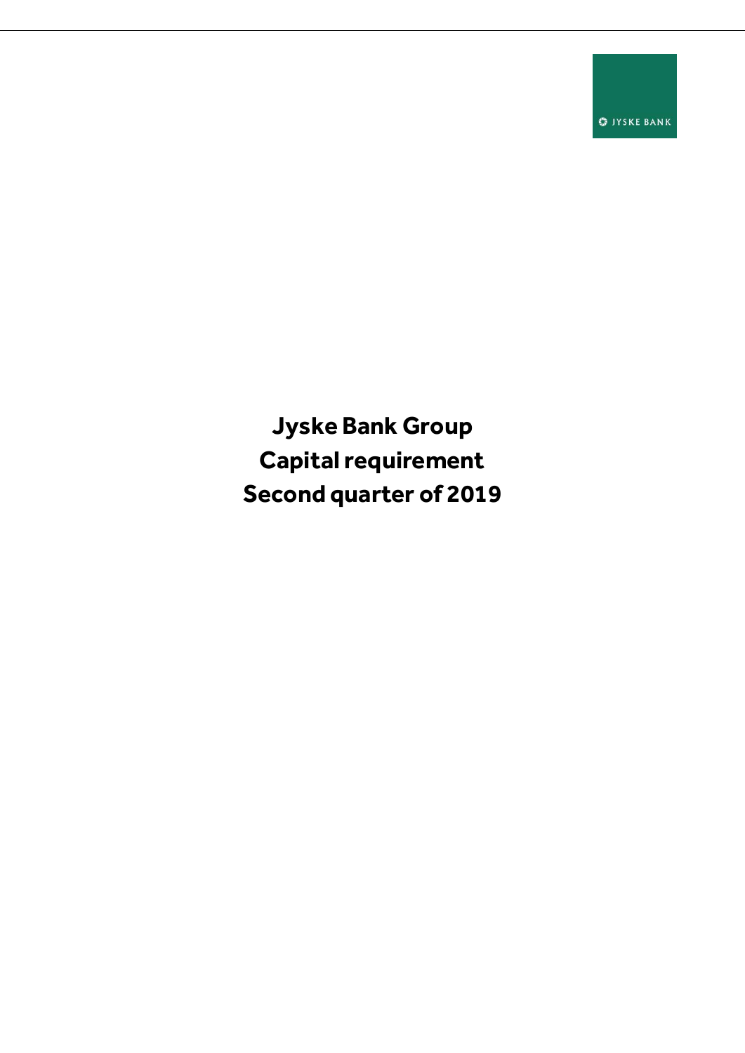# Jyske Bank Group
# Capital requirement
# Second quarter of 2019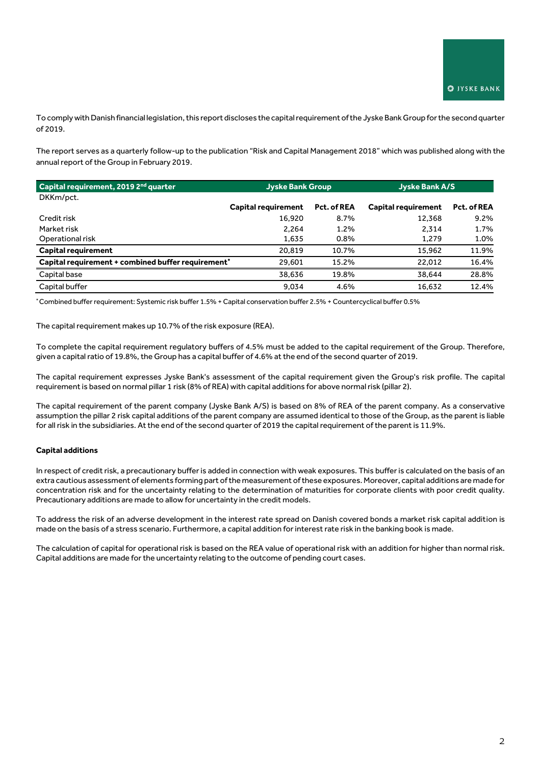To comply with Danish financial legislation, this report discloses the capital requirement of the Jyske Bank Group for the second quarter of 2019.

The report serves as a quarterly follow-up to the publication "Risk and Capital Management 2018" which was published along with the annual report of the Group in February 2019.

| Capital requirement, 2019 2nd quarter | Jyske Bank Group | | Jyske Bank A/S | |
|---|---|---|---|---|
| DKKm/pct. | Capital requirement | Pct. of REA | Capital requirement | Pct. of REA |
| Credit risk | 16,920 | 8.7% | 12,368 | 9.2% |
| Market risk | 2,264 | 1.2% | 2,314 | 1.7% |
| Operational risk | 1,635 | 0.8% | 1,279 | 1.0% |
| **Capital requirement** | 20,819 | 10.7% | 15,962 | 11.9% |
| **Capital requirement + combined buffer requirement*** | 29,601 | 15.2% | 22,012 | 16.4% |
| Capital base | 38,636 | 19.8% | 38,644 | 28.8% |
| Capital buffer | 9,034 | 4.6% | 16,632 | 12.4% |

* Combined buffer requirement: Systemic risk buffer 1.5% + Capital conservation buffer 2.5% + Countercyclical buffer 0.5%

The capital requirement makes up 10.7% of the risk exposure (REA).

To complete the capital requirement regulatory buffers of 4.5% must be added to the capital requirement of the Group. Therefore, given a capital ratio of 19.8%, the Group has a capital buffer of 4.6% at the end of the second quarter of 2019.

The capital requirement expresses Jyske Bank's assessment of the capital requirement given the Group's risk profile. The capital requirement is based on normal pillar 1 risk (8% of REA) with capital additions for above normal risk (pillar 2).

The capital requirement of the parent company (Jyske Bank A/S) is based on 8% of REA of the parent company. As a conservative assumption the pillar 2 risk capital additions of the parent company are assumed identical to those of the Group, as the parent is liable for all risk in the subsidiaries. At the end of the second quarter of 2019 the capital requirement of the parent is 11.9%.

**Capital additions**

In respect of credit risk, a precautionary buffer is added in connection with weak exposures. This buffer is calculated on the basis of an extra cautious assessment of elements forming part of the measurement of these exposures. Moreover, capital additions are made for concentration risk and for the uncertainty relating to the determination of maturities for corporate clients with poor credit quality. Precautionary additions are made to allow for uncertainty in the credit models.

To address the risk of an adverse development in the interest rate spread on Danish covered bonds a market risk capital addition is made on the basis of a stress scenario. Furthermore, a capital addition for interest rate risk in the banking book is made.

The calculation of capital for operational risk is based on the REA value of operational risk with an addition for higher than normal risk. Capital additions are made for the uncertainty relating to the outcome of pending court cases.